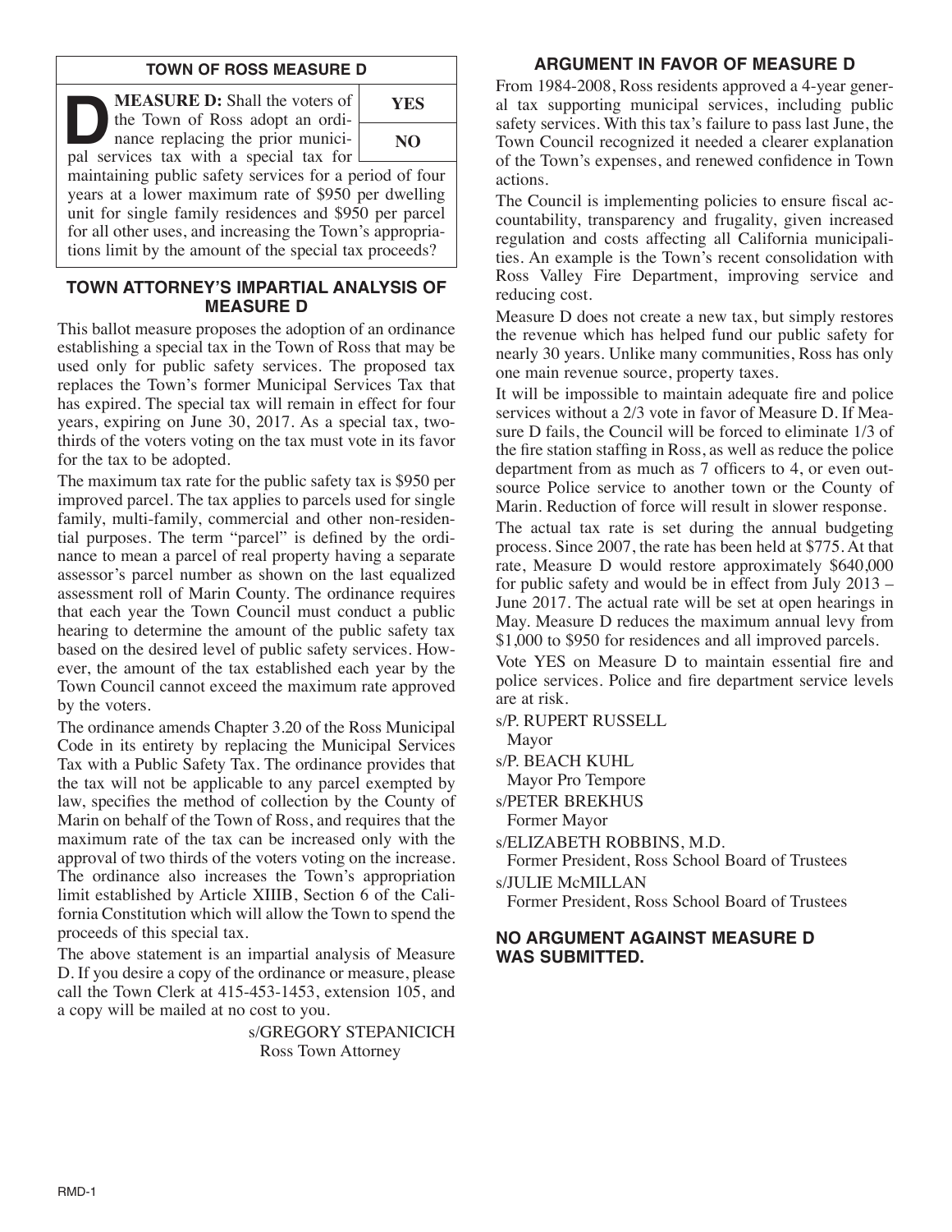## TOWN OF ROSS MEASURE D

**MEASURE D:** Shall the voters of the Town of Ross adopt an ordinance replacing the prior municipal services tax with a special tax for maintaining public safety services for a period of four years at a lower maximum rate of $950 per dwelling unit for single family residences and $950 per parcel for all other uses, and increasing the Town's appropriations limit by the amount of the special tax proceeds?

| YES |
|---|
| NO |

## TOWN ATTORNEY'S IMPARTIAL ANALYSIS OF MEASURE D

This ballot measure proposes the adoption of an ordinance establishing a special tax in the Town of Ross that may be used only for public safety services. The proposed tax replaces the Town's former Municipal Services Tax that has expired. The special tax will remain in effect for four years, expiring on June 30, 2017. As a special tax, two-thirds of the voters voting on the tax must vote in its favor for the tax to be adopted.

The maximum tax rate for the public safety tax is $950 per improved parcel. The tax applies to parcels used for single family, multi-family, commercial and other non-residential purposes. The term "parcel" is defined by the ordinance to mean a parcel of real property having a separate assessor's parcel number as shown on the last equalized assessment roll of Marin County. The ordinance requires that each year the Town Council must conduct a public hearing to determine the amount of the public safety tax based on the desired level of public safety services. However, the amount of the tax established each year by the Town Council cannot exceed the maximum rate approved by the voters.

The ordinance amends Chapter 3.20 of the Ross Municipal Code in its entirety by replacing the Municipal Services Tax with a Public Safety Tax. The ordinance provides that the tax will not be applicable to any parcel exempted by law, specifies the method of collection by the County of Marin on behalf of the Town of Ross, and requires that the maximum rate of the tax can be increased only with the approval of two thirds of the voters voting on the increase. The ordinance also increases the Town's appropriation limit established by Article XIIIB, Section 6 of the California Constitution which will allow the Town to spend the proceeds of this special tax.

The above statement is an impartial analysis of Measure D. If you desire a copy of the ordinance or measure, please call the Town Clerk at 415-453-1453, extension 105, and a copy will be mailed at no cost to you.

s/GREGORY STEPANICICH  
Ross Town Attorney

## ARGUMENT IN FAVOR OF MEASURE D

From 1984-2008, Ross residents approved a 4-year general tax supporting municipal services, including public safety services. With this tax's failure to pass last June, the Town Council recognized it needed a clearer explanation of the Town's expenses, and renewed confidence in Town actions.

The Council is implementing policies to ensure fiscal accountability, transparency and frugality, given increased regulation and costs affecting all California municipalities. An example is the Town's recent consolidation with Ross Valley Fire Department, improving service and reducing cost.

Measure D does not create a new tax, but simply restores the revenue which has helped fund our public safety for nearly 30 years. Unlike many communities, Ross has only one main revenue source, property taxes.

It will be impossible to maintain adequate fire and police services without a 2/3 vote in favor of Measure D. If Measure D fails, the Council will be forced to eliminate 1/3 of the fire station staffing in Ross, as well as reduce the police department from as much as 7 officers to 4, or even outsource Police service to another town or the County of Marin. Reduction of force will result in slower response.

The actual tax rate is set during the annual budgeting process. Since 2007, the rate has been held at $775. At that rate, Measure D would restore approximately $640,000 for public safety and would be in effect from July 2013 – June 2017. The actual rate will be set at open hearings in May. Measure D reduces the maximum annual levy from $1,000 to $950 for residences and all improved parcels.

Vote YES on Measure D to maintain essential fire and police services. Police and fire department service levels are at risk.

s/P. RUPERT RUSSELL  
Mayor

s/P. BEACH KUHL  
Mayor Pro Tempore

s/PETER BREKHUS  
Former Mayor

s/ELIZABETH ROBBINS, M.D.  
Former President, Ross School Board of Trustees

s/JULIE McMILLAN  
Former President, Ross School Board of Trustees

## NO ARGUMENT AGAINST MEASURE D WAS SUBMITTED.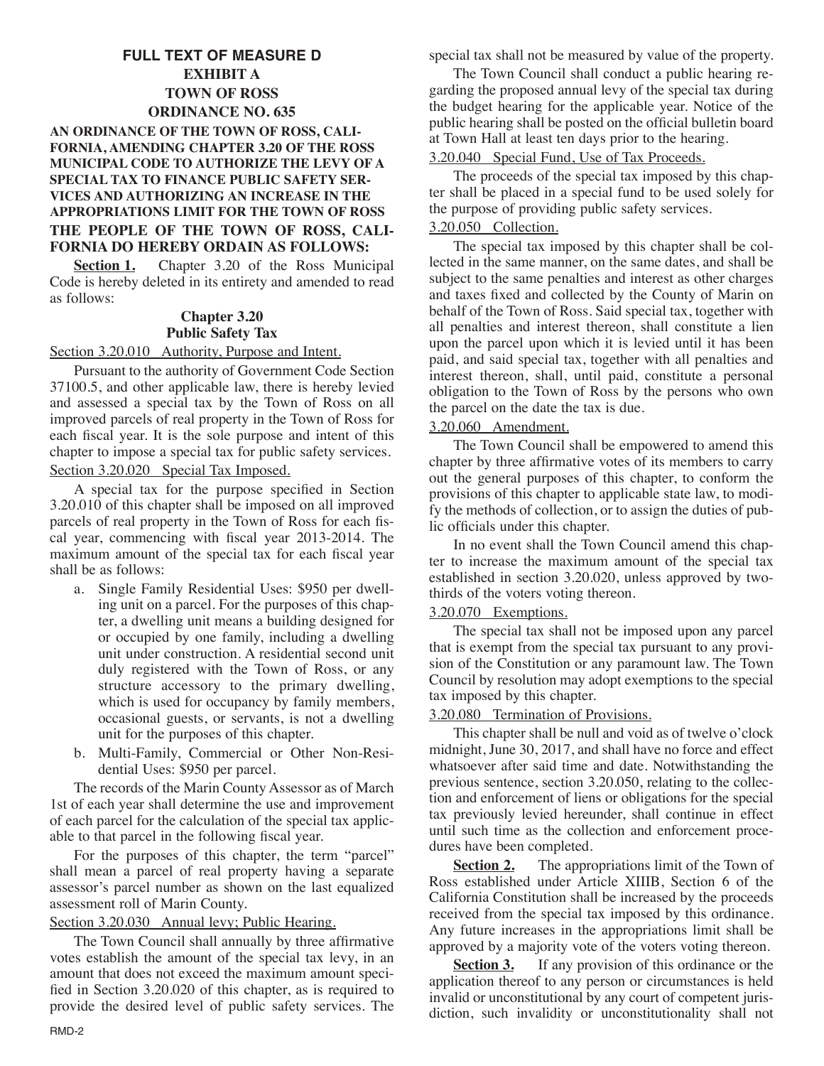# FULL TEXT OF MEASURE D

## EXHIBIT A

## TOWN OF ROSS

## ORDINANCE NO. 635

**AN ORDINANCE OF THE TOWN OF ROSS, CALIFORNIA, AMENDING CHAPTER 3.20 OF THE ROSS MUNICIPAL CODE TO AUTHORIZE THE LEVY OF A SPECIAL TAX TO FINANCE PUBLIC SAFETY SERVICES AND AUTHORIZING AN INCREASE IN THE APPROPRIATIONS LIMIT FOR THE TOWN OF ROSS**

**THE PEOPLE OF THE TOWN OF ROSS, CALIFORNIA DO HEREBY ORDAIN AS FOLLOWS:**

**Section 1.** Chapter 3.20 of the Ross Municipal Code is hereby deleted in its entirety and amended to read as follows:

### Chapter 3.20
### Public Safety Tax

Section 3.20.010 Authority, Purpose and Intent.

Pursuant to the authority of Government Code Section 37100.5, and other applicable law, there is hereby levied and assessed a special tax by the Town of Ross on all improved parcels of real property in the Town of Ross for each fiscal year. It is the sole purpose and intent of this chapter to impose a special tax for public safety services.

Section 3.20.020 Special Tax Imposed.

A special tax for the purpose specified in Section 3.20.010 of this chapter shall be imposed on all improved parcels of real property in the Town of Ross for each fiscal year, commencing with fiscal year 2013-2014. The maximum amount of the special tax for each fiscal year shall be as follows:

a. Single Family Residential Uses: $950 per dwelling unit on a parcel. For the purposes of this chapter, a dwelling unit means a building designed for or occupied by one family, including a dwelling unit under construction. A residential second unit duly registered with the Town of Ross, or any structure accessory to the primary dwelling, which is used for occupancy by family members, occasional guests, or servants, is not a dwelling unit for the purposes of this chapter.

b. Multi-Family, Commercial or Other Non-Residential Uses: $950 per parcel.

The records of the Marin County Assessor as of March 1st of each year shall determine the use and improvement of each parcel for the calculation of the special tax applicable to that parcel in the following fiscal year.

For the purposes of this chapter, the term "parcel" shall mean a parcel of real property having a separate assessor's parcel number as shown on the last equalized assessment roll of Marin County.

Section 3.20.030 Annual levy; Public Hearing.

The Town Council shall annually by three affirmative votes establish the amount of the special tax levy, in an amount that does not exceed the maximum amount specified in Section 3.20.020 of this chapter, as is required to provide the desired level of public safety services. The special tax shall not be measured by value of the property.

The Town Council shall conduct a public hearing regarding the proposed annual levy of the special tax during the budget hearing for the applicable year. Notice of the public hearing shall be posted on the official bulletin board at Town Hall at least ten days prior to the hearing.

Section 3.20.040 Special Fund, Use of Tax Proceeds.

The proceeds of the special tax imposed by this chapter shall be placed in a special fund to be used solely for the purpose of providing public safety services.

Section 3.20.050 Collection.

The special tax imposed by this chapter shall be collected in the same manner, on the same dates, and shall be subject to the same penalties and interest as other charges and taxes fixed and collected by the County of Marin on behalf of the Town of Ross. Said special tax, together with all penalties and interest thereon, shall constitute a lien upon the parcel upon which it is levied until it has been paid, and said special tax, together with all penalties and interest thereon, shall, until paid, constitute a personal obligation to the Town of Ross by the persons who own the parcel on the date the tax is due.

Section 3.20.060 Amendment.

The Town Council shall be empowered to amend this chapter by three affirmative votes of its members to carry out the general purposes of this chapter, to conform the provisions of this chapter to applicable state law, to modify the methods of collection, or to assign the duties of public officials under this chapter.

In no event shall the Town Council amend this chapter to increase the maximum amount of the special tax established in section 3.20.020, unless approved by two-thirds of the voters voting thereon.

Section 3.20.070 Exemptions.

The special tax shall not be imposed upon any parcel that is exempt from the special tax pursuant to any provision of the Constitution or any paramount law. The Town Council by resolution may adopt exemptions to the special tax imposed by this chapter.

Section 3.20.080 Termination of Provisions.

This chapter shall be null and void as of twelve o'clock midnight, June 30, 2017, and shall have no force and effect whatsoever after said time and date. Notwithstanding the previous sentence, section 3.20.050, relating to the collection and enforcement of liens or obligations for the special tax previously levied hereunder, shall continue in effect until such time as the collection and enforcement procedures have been completed.

**Section 2.** The appropriations limit of the Town of Ross established under Article XIIIB, Section 6 of the California Constitution shall be increased by the proceeds received from the special tax imposed by this ordinance. Any future increases in the appropriations limit shall be approved by a majority vote of the voters voting thereon.

**Section 3.** If any provision of this ordinance or the application thereof to any person or circumstances is held invalid or unconstitutional by any court of competent jurisdiction, such invalidity or unconstitutionality shall not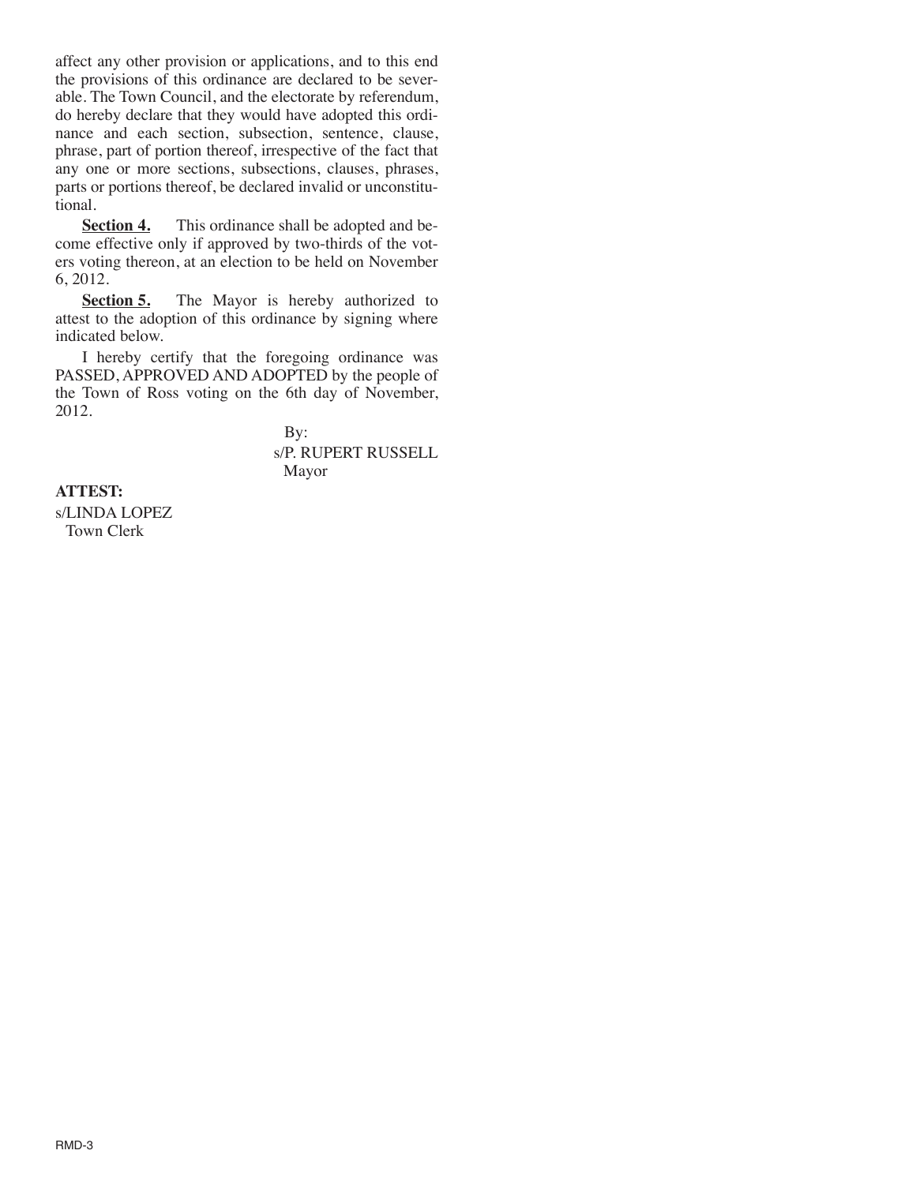affect any other provision or applications, and to this end the provisions of this ordinance are declared to be severable. The Town Council, and the electorate by referendum, do hereby declare that they would have adopted this ordinance and each section, subsection, sentence, clause, phrase, part of portion thereof, irrespective of the fact that any one or more sections, subsections, clauses, phrases, parts or portions thereof, be declared invalid or unconstitutional.

**Section 4.** This ordinance shall be adopted and become effective only if approved by two-thirds of the voters voting thereon, at an election to be held on November 6, 2012.

**Section 5.** The Mayor is hereby authorized to attest to the adoption of this ordinance by signing where indicated below.

I hereby certify that the foregoing ordinance was PASSED, APPROVED AND ADOPTED by the people of the Town of Ross voting on the 6th day of November, 2012.

By:
s/P. RUPERT RUSSELL
Mayor

**ATTEST:**

s/LINDA LOPEZ
Town Clerk